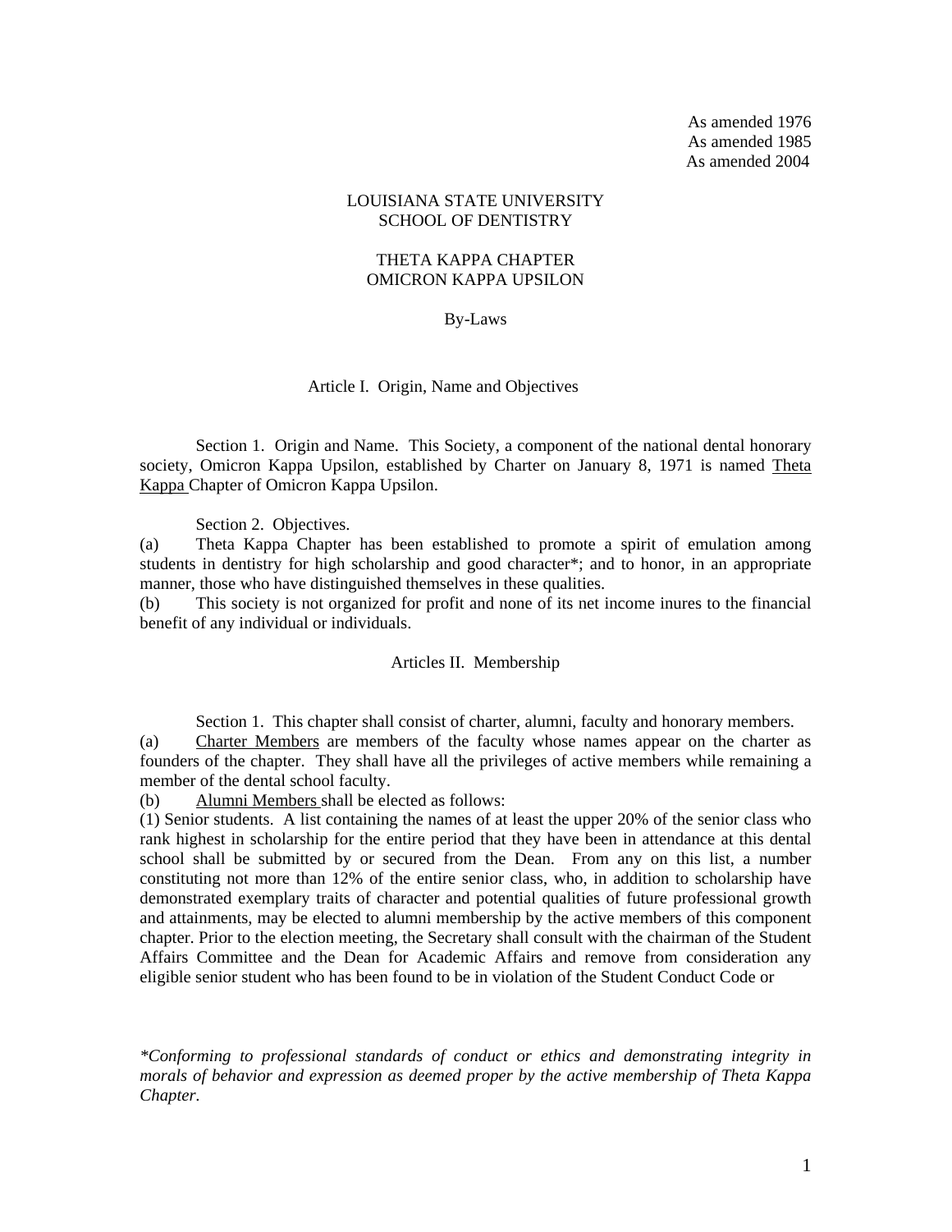As amended 1976
As amended 1985
As amended 2004

# LOUISIANA STATE UNIVERSITY
# SCHOOL OF DENTISTRY

## THETA KAPPA CHAPTER
## OMICRON KAPPA UPSILON

### By-Laws

### Article I. Origin, Name and Objectives

Section 1. Origin and Name. This Society, a component of the national dental honorary society, Omicron Kappa Upsilon, established by Charter on January 8, 1971 is named <u>Theta Kappa</u> Chapter of Omicron Kappa Upsilon.

Section 2. Objectives.

(a) Theta Kappa Chapter has been established to promote a spirit of emulation among students in dentistry for high scholarship and good character*; and to honor, in an appropriate manner, those who have distinguished themselves in these qualities.

(b) This society is not organized for profit and none of its net income inures to the financial benefit of any individual or individuals.

### Articles II. Membership

Section 1. This chapter shall consist of charter, alumni, faculty and honorary members.

(a) <u>Charter Members</u> are members of the faculty whose names appear on the charter as founders of the chapter. They shall have all the privileges of active members while remaining a member of the dental school faculty.

(b) <u>Alumni Members</u> shall be elected as follows:

(1) Senior students. A list containing the names of at least the upper 20% of the senior class who rank highest in scholarship for the entire period that they have been in attendance at this dental school shall be submitted by or secured from the Dean. From any on this list, a number constituting not more than 12% of the entire senior class, who, in addition to scholarship have demonstrated exemplary traits of character and potential qualities of future professional growth and attainments, may be elected to alumni membership by the active members of this component chapter. Prior to the election meeting, the Secretary shall consult with the chairman of the Student Affairs Committee and the Dean for Academic Affairs and remove from consideration any eligible senior student who has been found to be in violation of the Student Conduct Code or

*\*Conforming to professional standards of conduct or ethics and demonstrating integrity in morals of behavior and expression as deemed proper by the active membership of Theta Kappa Chapter.*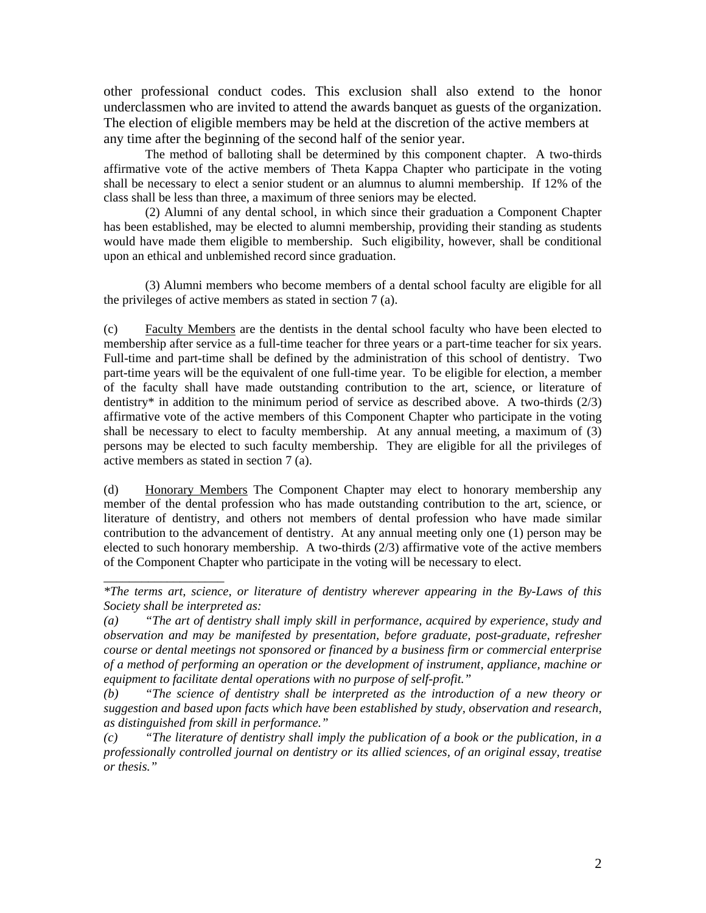other professional conduct codes. This exclusion shall also extend to the honor underclassmen who are invited to attend the awards banquet as guests of the organization. The election of eligible members may be held at the discretion of the active members at any time after the beginning of the second half of the senior year.

The method of balloting shall be determined by this component chapter. A two-thirds affirmative vote of the active members of Theta Kappa Chapter who participate in the voting shall be necessary to elect a senior student or an alumnus to alumni membership. If 12% of the class shall be less than three, a maximum of three seniors may be elected.

(2) Alumni of any dental school, in which since their graduation a Component Chapter has been established, may be elected to alumni membership, providing their standing as students would have made them eligible to membership. Such eligibility, however, shall be conditional upon an ethical and unblemished record since graduation.

(3) Alumni members who become members of a dental school faculty are eligible for all the privileges of active members as stated in section 7 (a).

(c) Faculty Members are the dentists in the dental school faculty who have been elected to membership after service as a full-time teacher for three years or a part-time teacher for six years. Full-time and part-time shall be defined by the administration of this school of dentistry. Two part-time years will be the equivalent of one full-time year. To be eligible for election, a member of the faculty shall have made outstanding contribution to the art, science, or literature of dentistry* in addition to the minimum period of service as described above. A two-thirds (2/3) affirmative vote of the active members of this Component Chapter who participate in the voting shall be necessary to elect to faculty membership. At any annual meeting, a maximum of (3) persons may be elected to such faculty membership. They are eligible for all the privileges of active members as stated in section 7 (a).

(d) Honorary Members The Component Chapter may elect to honorary membership any member of the dental profession who has made outstanding contribution to the art, science, or literature of dentistry, and others not members of dental profession who have made similar contribution to the advancement of dentistry. At any annual meeting only one (1) person may be elected to such honorary membership. A two-thirds (2/3) affirmative vote of the active members of the Component Chapter who participate in the voting will be necessary to elect.

---

*\*The terms art, science, or literature of dentistry wherever appearing in the By-Laws of this Society shall be interpreted as:*

*(a) "The art of dentistry shall imply skill in performance, acquired by experience, study and observation and may be manifested by presentation, before graduate, post-graduate, refresher course or dental meetings not sponsored or financed by a business firm or commercial enterprise of a method of performing an operation or the development of instrument, appliance, machine or equipment to facilitate dental operations with no purpose of self-profit."*

*(b) "The science of dentistry shall be interpreted as the introduction of a new theory or suggestion and based upon facts which have been established by study, observation and research, as distinguished from skill in performance."*

*(c) "The literature of dentistry shall imply the publication of a book or the publication, in a professionally controlled journal on dentistry or its allied sciences, of an original essay, treatise or thesis."*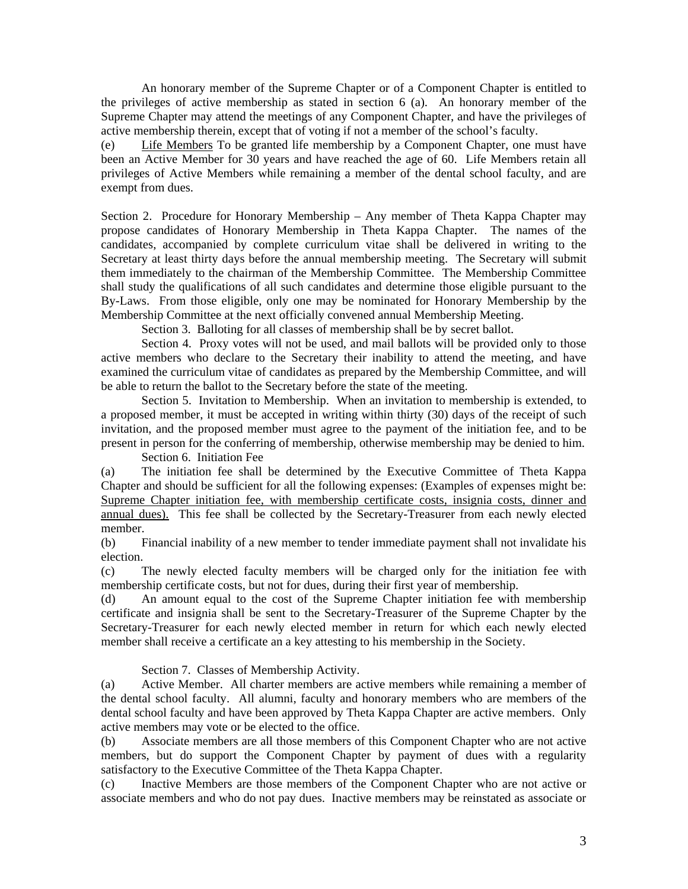An honorary member of the Supreme Chapter or of a Component Chapter is entitled to the privileges of active membership as stated in section 6 (a). An honorary member of the Supreme Chapter may attend the meetings of any Component Chapter, and have the privileges of active membership therein, except that of voting if not a member of the school's faculty.

(e) Life Members To be granted life membership by a Component Chapter, one must have been an Active Member for 30 years and have reached the age of 60. Life Members retain all privileges of Active Members while remaining a member of the dental school faculty, and are exempt from dues.

Section 2. Procedure for Honorary Membership – Any member of Theta Kappa Chapter may propose candidates of Honorary Membership in Theta Kappa Chapter. The names of the candidates, accompanied by complete curriculum vitae shall be delivered in writing to the Secretary at least thirty days before the annual membership meeting. The Secretary will submit them immediately to the chairman of the Membership Committee. The Membership Committee shall study the qualifications of all such candidates and determine those eligible pursuant to the By-Laws. From those eligible, only one may be nominated for Honorary Membership by the Membership Committee at the next officially convened annual Membership Meeting.

Section 3. Balloting for all classes of membership shall be by secret ballot.

Section 4. Proxy votes will not be used, and mail ballots will be provided only to those active members who declare to the Secretary their inability to attend the meeting, and have examined the curriculum vitae of candidates as prepared by the Membership Committee, and will be able to return the ballot to the Secretary before the state of the meeting.

Section 5. Invitation to Membership. When an invitation to membership is extended, to a proposed member, it must be accepted in writing within thirty (30) days of the receipt of such invitation, and the proposed member must agree to the payment of the initiation fee, and to be present in person for the conferring of membership, otherwise membership may be denied to him.

Section 6. Initiation Fee

(a) The initiation fee shall be determined by the Executive Committee of Theta Kappa Chapter and should be sufficient for all the following expenses: (Examples of expenses might be: Supreme Chapter initiation fee, with membership certificate costs, insignia costs, dinner and annual dues). This fee shall be collected by the Secretary-Treasurer from each newly elected member.

(b) Financial inability of a new member to tender immediate payment shall not invalidate his election.

(c) The newly elected faculty members will be charged only for the initiation fee with membership certificate costs, but not for dues, during their first year of membership.

(d) An amount equal to the cost of the Supreme Chapter initiation fee with membership certificate and insignia shall be sent to the Secretary-Treasurer of the Supreme Chapter by the Secretary-Treasurer for each newly elected member in return for which each newly elected member shall receive a certificate an a key attesting to his membership in the Society.

Section 7. Classes of Membership Activity.

(a) Active Member. All charter members are active members while remaining a member of the dental school faculty. All alumni, faculty and honorary members who are members of the dental school faculty and have been approved by Theta Kappa Chapter are active members. Only active members may vote or be elected to the office.

(b) Associate members are all those members of this Component Chapter who are not active members, but do support the Component Chapter by payment of dues with a regularity satisfactory to the Executive Committee of the Theta Kappa Chapter.

(c) Inactive Members are those members of the Component Chapter who are not active or associate members and who do not pay dues. Inactive members may be reinstated as associate or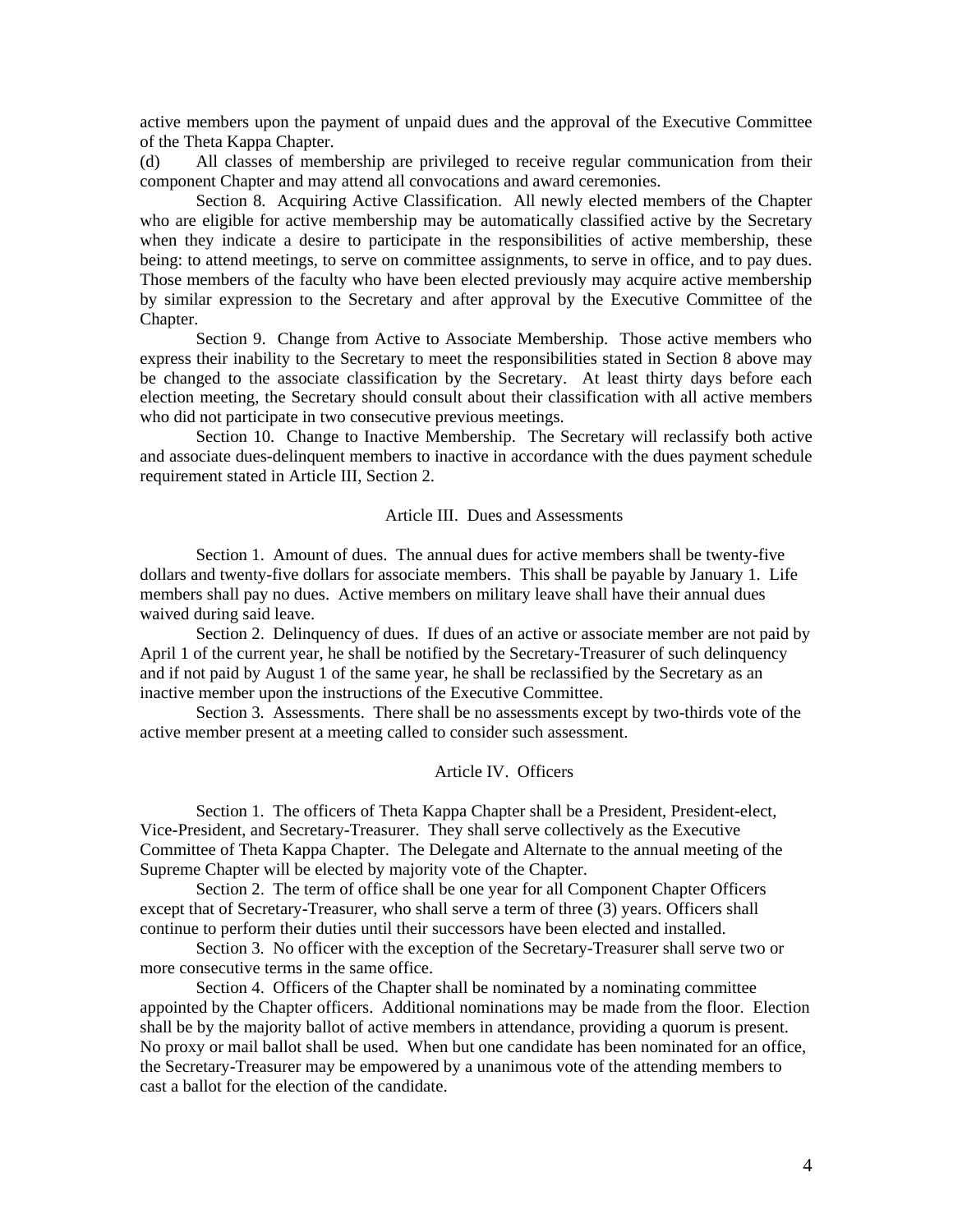active members upon the payment of unpaid dues and the approval of the Executive Committee of the Theta Kappa Chapter.

(d) All classes of membership are privileged to receive regular communication from their component Chapter and may attend all convocations and award ceremonies.

Section 8. Acquiring Active Classification. All newly elected members of the Chapter who are eligible for active membership may be automatically classified active by the Secretary when they indicate a desire to participate in the responsibilities of active membership, these being: to attend meetings, to serve on committee assignments, to serve in office, and to pay dues. Those members of the faculty who have been elected previously may acquire active membership by similar expression to the Secretary and after approval by the Executive Committee of the Chapter.

Section 9. Change from Active to Associate Membership. Those active members who express their inability to the Secretary to meet the responsibilities stated in Section 8 above may be changed to the associate classification by the Secretary. At least thirty days before each election meeting, the Secretary should consult about their classification with all active members who did not participate in two consecutive previous meetings.

Section 10. Change to Inactive Membership. The Secretary will reclassify both active and associate dues-delinquent members to inactive in accordance with the dues payment schedule requirement stated in Article III, Section 2.

## Article III. Dues and Assessments

Section 1. Amount of dues. The annual dues for active members shall be twenty-five dollars and twenty-five dollars for associate members. This shall be payable by January 1. Life members shall pay no dues. Active members on military leave shall have their annual dues waived during said leave.

Section 2. Delinquency of dues. If dues of an active or associate member are not paid by April 1 of the current year, he shall be notified by the Secretary-Treasurer of such delinquency and if not paid by August 1 of the same year, he shall be reclassified by the Secretary as an inactive member upon the instructions of the Executive Committee.

Section 3. Assessments. There shall be no assessments except by two-thirds vote of the active member present at a meeting called to consider such assessment.

## Article IV. Officers

Section 1. The officers of Theta Kappa Chapter shall be a President, President-elect, Vice-President, and Secretary-Treasurer. They shall serve collectively as the Executive Committee of Theta Kappa Chapter. The Delegate and Alternate to the annual meeting of the Supreme Chapter will be elected by majority vote of the Chapter.

Section 2. The term of office shall be one year for all Component Chapter Officers except that of Secretary-Treasurer, who shall serve a term of three (3) years. Officers shall continue to perform their duties until their successors have been elected and installed.

Section 3. No officer with the exception of the Secretary-Treasurer shall serve two or more consecutive terms in the same office.

Section 4. Officers of the Chapter shall be nominated by a nominating committee appointed by the Chapter officers. Additional nominations may be made from the floor. Election shall be by the majority ballot of active members in attendance, providing a quorum is present. No proxy or mail ballot shall be used. When but one candidate has been nominated for an office, the Secretary-Treasurer may be empowered by a unanimous vote of the attending members to cast a ballot for the election of the candidate.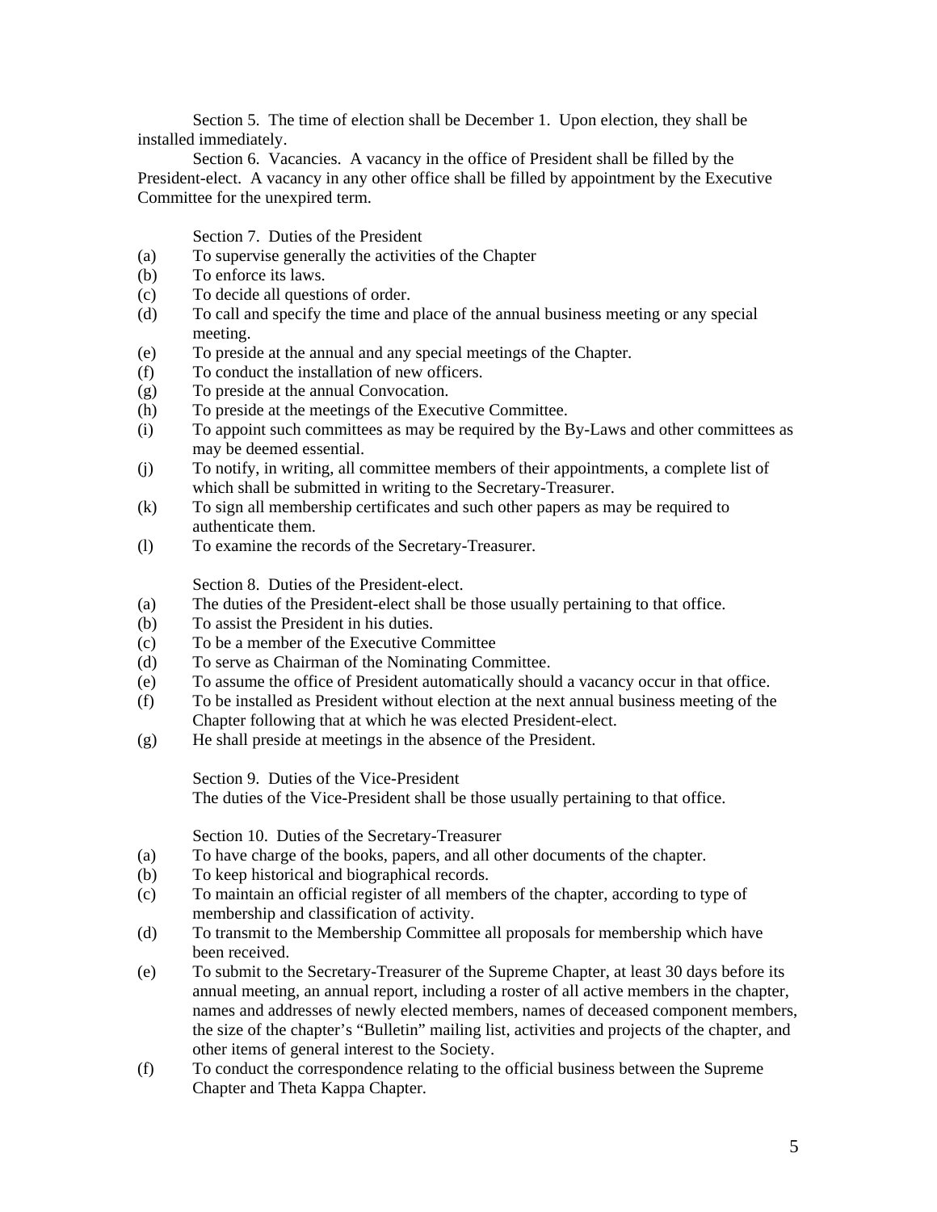Section 5. The time of election shall be December 1. Upon election, they shall be installed immediately.

Section 6. Vacancies. A vacancy in the office of President shall be filled by the President-elect. A vacancy in any other office shall be filled by appointment by the Executive Committee for the unexpired term.

Section 7. Duties of the President

(a) To supervise generally the activities of the Chapter
(b) To enforce its laws.
(c) To decide all questions of order.
(d) To call and specify the time and place of the annual business meeting or any special meeting.
(e) To preside at the annual and any special meetings of the Chapter.
(f) To conduct the installation of new officers.
(g) To preside at the annual Convocation.
(h) To preside at the meetings of the Executive Committee.
(i) To appoint such committees as may be required by the By-Laws and other committees as may be deemed essential.
(j) To notify, in writing, all committee members of their appointments, a complete list of which shall be submitted in writing to the Secretary-Treasurer.
(k) To sign all membership certificates and such other papers as may be required to authenticate them.
(l) To examine the records of the Secretary-Treasurer.

Section 8. Duties of the President-elect.

(a) The duties of the President-elect shall be those usually pertaining to that office.
(b) To assist the President in his duties.
(c) To be a member of the Executive Committee
(d) To serve as Chairman of the Nominating Committee.
(e) To assume the office of President automatically should a vacancy occur in that office.
(f) To be installed as President without election at the next annual business meeting of the Chapter following that at which he was elected President-elect.
(g) He shall preside at meetings in the absence of the President.

Section 9. Duties of the Vice-President

The duties of the Vice-President shall be those usually pertaining to that office.

Section 10. Duties of the Secretary-Treasurer

(a) To have charge of the books, papers, and all other documents of the chapter.
(b) To keep historical and biographical records.
(c) To maintain an official register of all members of the chapter, according to type of membership and classification of activity.
(d) To transmit to the Membership Committee all proposals for membership which have been received.
(e) To submit to the Secretary-Treasurer of the Supreme Chapter, at least 30 days before its annual meeting, an annual report, including a roster of all active members in the chapter, names and addresses of newly elected members, names of deceased component members, the size of the chapter's "Bulletin" mailing list, activities and projects of the chapter, and other items of general interest to the Society.
(f) To conduct the correspondence relating to the official business between the Supreme Chapter and Theta Kappa Chapter.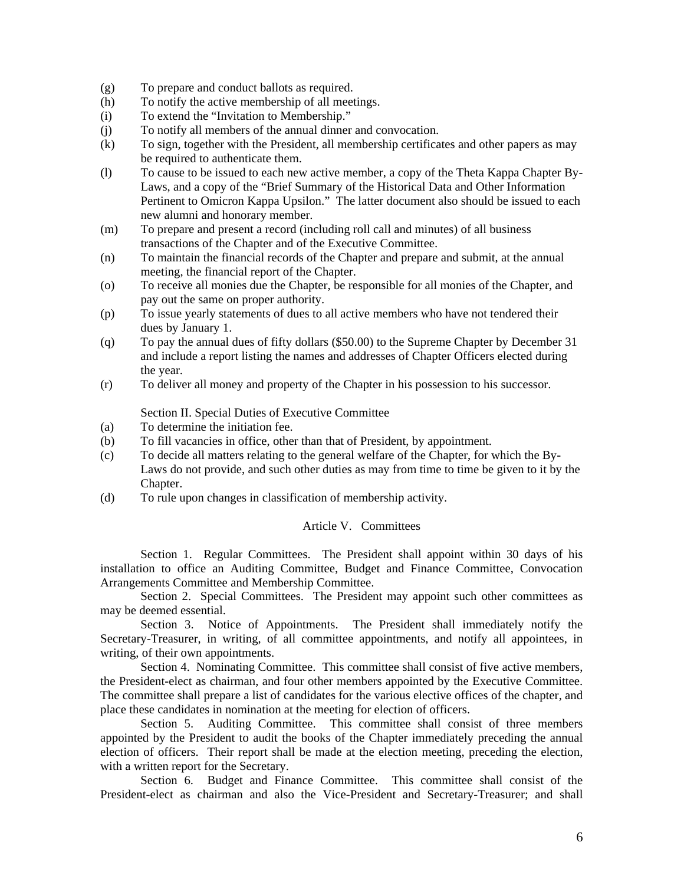(g) To prepare and conduct ballots as required.
(h) To notify the active membership of all meetings.
(i) To extend the "Invitation to Membership."
(j) To notify all members of the annual dinner and convocation.
(k) To sign, together with the President, all membership certificates and other papers as may be required to authenticate them.
(l) To cause to be issued to each new active member, a copy of the Theta Kappa Chapter By-Laws, and a copy of the "Brief Summary of the Historical Data and Other Information Pertinent to Omicron Kappa Upsilon." The latter document also should be issued to each new alumni and honorary member.
(m) To prepare and present a record (including roll call and minutes) of all business transactions of the Chapter and of the Executive Committee.
(n) To maintain the financial records of the Chapter and prepare and submit, at the annual meeting, the financial report of the Chapter.
(o) To receive all monies due the Chapter, be responsible for all monies of the Chapter, and pay out the same on proper authority.
(p) To issue yearly statements of dues to all active members who have not tendered their dues by January 1.
(q) To pay the annual dues of fifty dollars ($50.00) to the Supreme Chapter by December 31 and include a report listing the names and addresses of Chapter Officers elected during the year.
(r) To deliver all money and property of the Chapter in his possession to his successor.

Section II. Special Duties of Executive Committee

(a) To determine the initiation fee.
(b) To fill vacancies in office, other than that of President, by appointment.
(c) To decide all matters relating to the general welfare of the Chapter, for which the By-Laws do not provide, and such other duties as may from time to time be given to it by the Chapter.
(d) To rule upon changes in classification of membership activity.

## Article V. Committees

Section 1. Regular Committees. The President shall appoint within 30 days of his installation to office an Auditing Committee, Budget and Finance Committee, Convocation Arrangements Committee and Membership Committee.

Section 2. Special Committees. The President may appoint such other committees as may be deemed essential.

Section 3. Notice of Appointments. The President shall immediately notify the Secretary-Treasurer, in writing, of all committee appointments, and notify all appointees, in writing, of their own appointments.

Section 4. Nominating Committee. This committee shall consist of five active members, the President-elect as chairman, and four other members appointed by the Executive Committee. The committee shall prepare a list of candidates for the various elective offices of the chapter, and place these candidates in nomination at the meeting for election of officers.

Section 5. Auditing Committee. This committee shall consist of three members appointed by the President to audit the books of the Chapter immediately preceding the annual election of officers. Their report shall be made at the election meeting, preceding the election, with a written report for the Secretary.

Section 6. Budget and Finance Committee. This committee shall consist of the President-elect as chairman and also the Vice-President and Secretary-Treasurer; and shall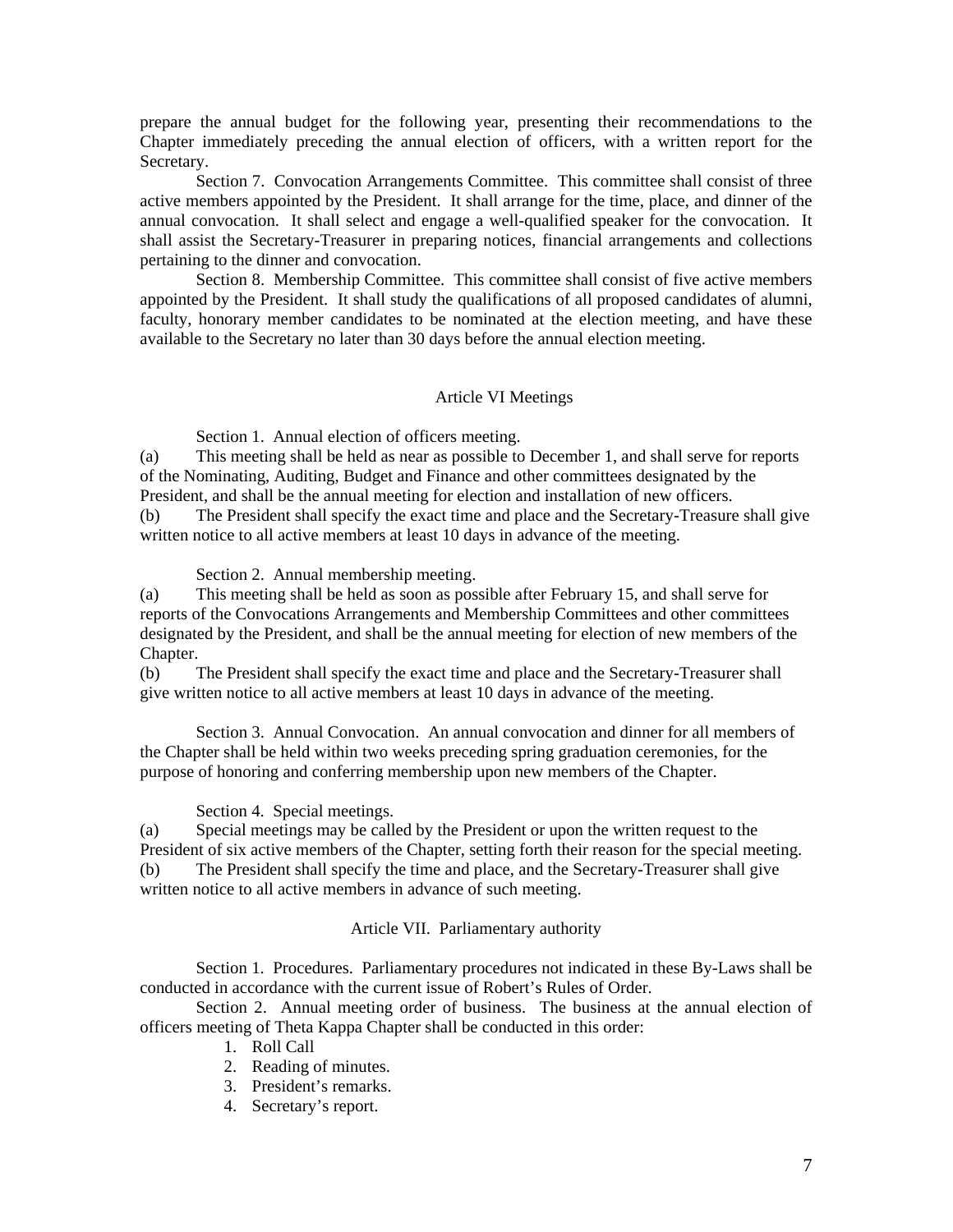prepare the annual budget for the following year, presenting their recommendations to the Chapter immediately preceding the annual election of officers, with a written report for the Secretary.

Section 7. Convocation Arrangements Committee. This committee shall consist of three active members appointed by the President. It shall arrange for the time, place, and dinner of the annual convocation. It shall select and engage a well-qualified speaker for the convocation. It shall assist the Secretary-Treasurer in preparing notices, financial arrangements and collections pertaining to the dinner and convocation.

Section 8. Membership Committee. This committee shall consist of five active members appointed by the President. It shall study the qualifications of all proposed candidates of alumni, faculty, honorary member candidates to be nominated at the election meeting, and have these available to the Secretary no later than 30 days before the annual election meeting.

## Article VI Meetings

Section 1. Annual election of officers meeting.

(a) This meeting shall be held as near as possible to December 1, and shall serve for reports of the Nominating, Auditing, Budget and Finance and other committees designated by the President, and shall be the annual meeting for election and installation of new officers.

(b) The President shall specify the exact time and place and the Secretary-Treasure shall give written notice to all active members at least 10 days in advance of the meeting.

Section 2. Annual membership meeting.

(a) This meeting shall be held as soon as possible after February 15, and shall serve for reports of the Convocations Arrangements and Membership Committees and other committees designated by the President, and shall be the annual meeting for election of new members of the Chapter.

(b) The President shall specify the exact time and place and the Secretary-Treasurer shall give written notice to all active members at least 10 days in advance of the meeting.

Section 3. Annual Convocation. An annual convocation and dinner for all members of the Chapter shall be held within two weeks preceding spring graduation ceremonies, for the purpose of honoring and conferring membership upon new members of the Chapter.

Section 4. Special meetings.

(a) Special meetings may be called by the President or upon the written request to the President of six active members of the Chapter, setting forth their reason for the special meeting.

(b) The President shall specify the time and place, and the Secretary-Treasurer shall give written notice to all active members in advance of such meeting.

## Article VII. Parliamentary authority

Section 1. Procedures. Parliamentary procedures not indicated in these By-Laws shall be conducted in accordance with the current issue of Robert's Rules of Order.

Section 2. Annual meeting order of business. The business at the annual election of officers meeting of Theta Kappa Chapter shall be conducted in this order:

1. Roll Call
2. Reading of minutes.
3. President's remarks.
4. Secretary's report.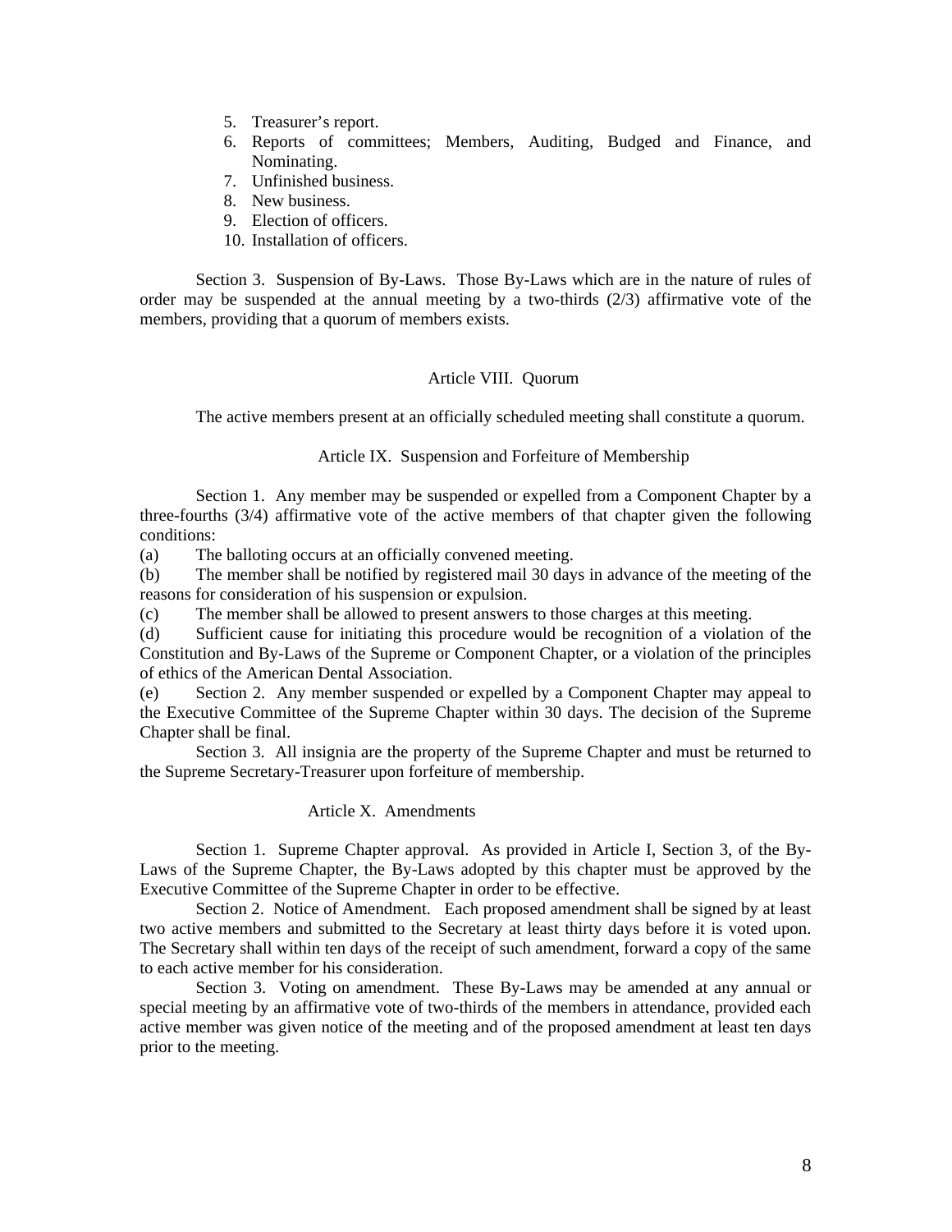5. Treasurer's report.
6. Reports of committees; Members, Auditing, Budged and Finance, and Nominating.
7. Unfinished business.
8. New business.
9. Election of officers.
10. Installation of officers.

Section 3. Suspension of By-Laws. Those By-Laws which are in the nature of rules of order may be suspended at the annual meeting by a two-thirds (2/3) affirmative vote of the members, providing that a quorum of members exists.

## Article VIII. Quorum

The active members present at an officially scheduled meeting shall constitute a quorum.

## Article IX. Suspension and Forfeiture of Membership

Section 1. Any member may be suspended or expelled from a Component Chapter by a three-fourths (3/4) affirmative vote of the active members of that chapter given the following conditions:

(a) The balloting occurs at an officially convened meeting.

(b) The member shall be notified by registered mail 30 days in advance of the meeting of the reasons for consideration of his suspension or expulsion.

(c) The member shall be allowed to present answers to those charges at this meeting.

(d) Sufficient cause for initiating this procedure would be recognition of a violation of the Constitution and By-Laws of the Supreme or Component Chapter, or a violation of the principles of ethics of the American Dental Association.

(e) Section 2. Any member suspended or expelled by a Component Chapter may appeal to the Executive Committee of the Supreme Chapter within 30 days. The decision of the Supreme Chapter shall be final.

Section 3. All insignia are the property of the Supreme Chapter and must be returned to the Supreme Secretary-Treasurer upon forfeiture of membership.

## Article X. Amendments

Section 1. Supreme Chapter approval. As provided in Article I, Section 3, of the By-Laws of the Supreme Chapter, the By-Laws adopted by this chapter must be approved by the Executive Committee of the Supreme Chapter in order to be effective.

Section 2. Notice of Amendment. Each proposed amendment shall be signed by at least two active members and submitted to the Secretary at least thirty days before it is voted upon. The Secretary shall within ten days of the receipt of such amendment, forward a copy of the same to each active member for his consideration.

Section 3. Voting on amendment. These By-Laws may be amended at any annual or special meeting by an affirmative vote of two-thirds of the members in attendance, provided each active member was given notice of the meeting and of the proposed amendment at least ten days prior to the meeting.